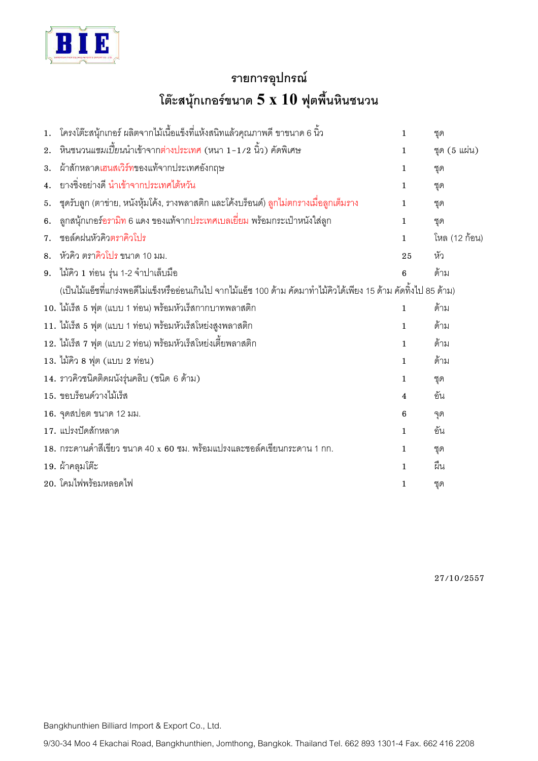# รายการอุปกรณ์

## โต๊ะสนุ้กเกอร์ขนาด 5 x 10 ฟุตพื้นหินชนวน

| | | | |
|---|---|---|---|
| 1. | โครงโต๊ะสนุ้กเกอร์ ผลิตจากไม้เนื้อแข็งที่แห้งสนิทแล้วคุณภาพดี ขาขนาด 6 นิ้ว | 1 | ชุด |
| 2. | หินชนวนแชมเปี้ยนนำเข้าจากต่างประเทศ (หนา 1-1/2 นิ้ว) คัดพิเศษ | 1 | ชุด (5 แผ่น) |
| 3. | ผ้าสักหลาดเฮนสเวิร์ทของแท้จากประเทศอังกฤษ | 1 | ชุด |
| 4. | ยางชิ่งอย่างดี นำเข้าจากประเทศไต้หวัน | 1 | ชุด |
| 5. | ชุดรับลูก (ตาข่าย, หนังหุ้มโค้ง, รางพลาสติก และโค้งบร็อนด์) ลูกไม่ตกรางเมื่อลูกเต็มราง | 1 | ชุด |
| 6. | ลูกสนุ้กเกอร์อรามิท 6 แดง ของแท้จากประเทศเบลเยี่ยม พร้อมกระเป๋าหนังใส่ลูก | 1 | ชุด |
| 7. | ชอล์คฝนหัวคิวตราคิวโปร | 1 | โหล (12 ก้อน) |
| 8. | หัวคิว ตราคิวโปร ขนาด 10 มม. | 25 | หัว |
| 9. | ไม้คิว 1 ท่อน รุ่น 1-2 จำปาเล็บมือ | 6 | ด้าม |
| | (เป็นไม้แอ็ชที่แกร่งพอดีไม่แข็งหรืออ่อนเกินไป จากไม้แอ็ช 100 ด้าม คัดมาทำไม้คิวได้เพียง 15 ด้าม คัดทิ้งไป 85 ด้าม) | | |
| 10. | ไม้เร็ส 5 ฟุต (แบบ 1 ท่อน) พร้อมหัวเร็สกากบาทพลาสติก | 1 | ด้าม |
| 11. | ไม้เร็ส 5 ฟุต (แบบ 1 ท่อน) พร้อมหัวเร็สโหย่งสูงพลาสติก | 1 | ด้าม |
| 12. | ไม้เร็ส 7 ฟุต (แบบ 2 ท่อน) พร้อมหัวเร็สโหย่งเตี้ยพลาสติก | 1 | ด้าม |
| 13. | ไม้คิว 8 ฟุต (แบบ 2 ท่อน) | 1 | ด้าม |
| 14. | ราวคิวชนิดติดผนังรุ่นคลิบ (ชนิด 6 ด้าม) | 1 | ชุด |
| 15. | ขอบร็อนด์วางไม้เร็ส | 4 | อัน |
| 16. | จุดสปอต ขนาด 12 มม. | 6 | จุด |
| 17. | แปรงปัดสักหลาด | 1 | อัน |
| 18. | กระดานดำสีเขียว ขนาด 40 x 60 ซม. พร้อมแปรงและชอล์คเขียนกระดาน 1 กก. | 1 | ชุด |
| 19. | ผ้าคลุมโต๊ะ | 1 | ผืน |
| 20. | โคมไฟพร้อมหลอดไฟ | 1 | ชุด |

27/10/2557

Bangkhunthien Billiard Import & Export Co., Ltd.

9/30-34 Moo 4 Ekachai Road, Bangkhunthien, Jomthong, Bangkok. Thailand Tel. 662 893 1301-4 Fax. 662 416 2208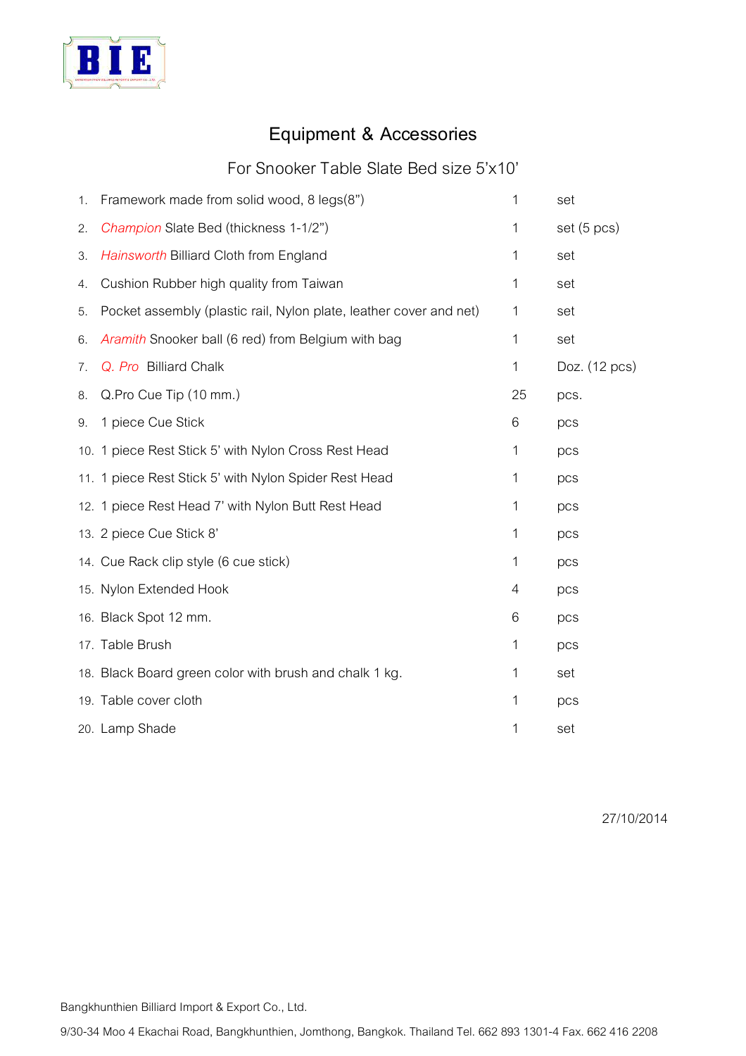# Equipment & Accessories

## For Snooker Table Slate Bed size 5'x10'

| | | | |
|---|---|---|---|
| 1. | Framework made from solid wood, 8 legs(8") | 1 | set |
| 2. | *Champion* Slate Bed (thickness 1-1/2") | 1 | set (5 pcs) |
| 3. | *Hainsworth* Billiard Cloth from England | 1 | set |
| 4. | Cushion Rubber high quality from Taiwan | 1 | set |
| 5. | Pocket assembly (plastic rail, Nylon plate, leather cover and net) | 1 | set |
| 6. | *Aramith* Snooker ball (6 red) from Belgium with bag | 1 | set |
| 7. | *Q. Pro* Billiard Chalk | 1 | Doz. (12 pcs) |
| 8. | Q.Pro Cue Tip (10 mm.) | 25 | pcs. |
| 9. | 1 piece Cue Stick | 6 | pcs |
| 10. | 1 piece Rest Stick 5' with Nylon Cross Rest Head | 1 | pcs |
| 11. | 1 piece Rest Stick 5' with Nylon Spider Rest Head | 1 | pcs |
| 12. | 1 piece Rest Head 7' with Nylon Butt Rest Head | 1 | pcs |
| 13. | 2 piece Cue Stick 8' | 1 | pcs |
| 14. | Cue Rack clip style (6 cue stick) | 1 | pcs |
| 15. | Nylon Extended Hook | 4 | pcs |
| 16. | Black Spot 12 mm. | 6 | pcs |
| 17. | Table Brush | 1 | pcs |
| 18. | Black Board green color with brush and chalk 1 kg. | 1 | set |
| 19. | Table cover cloth | 1 | pcs |
| 20. | Lamp Shade | 1 | set |

27/10/2014

Bangkhunthien Billiard Import & Export Co., Ltd.

9/30-34 Moo 4 Ekachai Road, Bangkhunthien, Jomthong, Bangkok. Thailand Tel. 662 893 1301-4 Fax. 662 416 2208